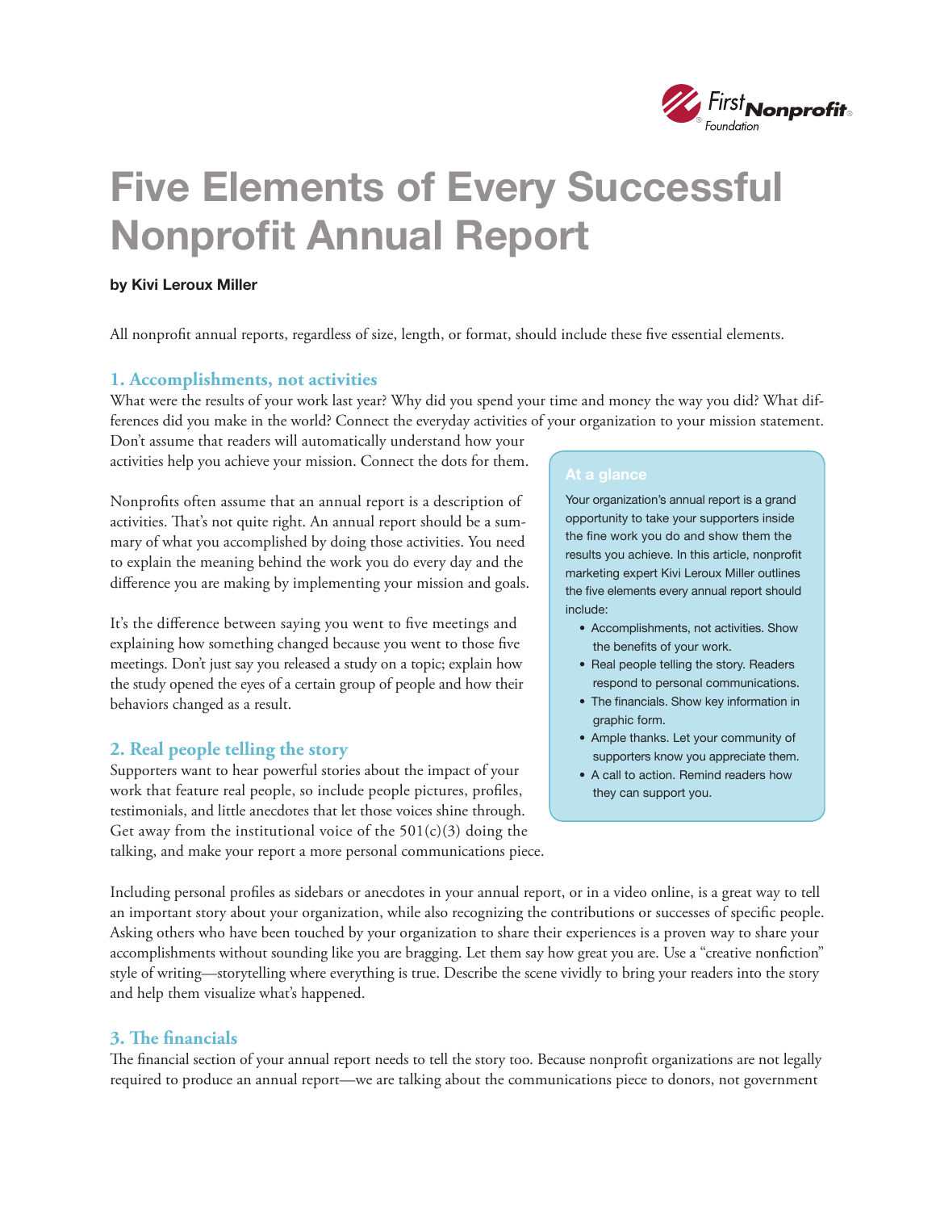# Five Elements of Every Successful Nonprofit Annual Report

**by Kivi Leroux Miller**

All nonprofit annual reports, regardless of size, length, or format, should include these five essential elements.

## 1. Accomplishments, not activities

What were the results of your work last year? Why did you spend your time and money the way you did? What differences did you make in the world? Connect the everyday activities of your organization to your mission statement. Don't assume that readers will automatically understand how your activities help you achieve your mission. Connect the dots for them.

Nonprofits often assume that an annual report is a description of activities. That's not quite right. An annual report should be a summary of what you accomplished by doing those activities. You need to explain the meaning behind the work you do every day and the difference you are making by implementing your mission and goals.

It's the difference between saying you went to five meetings and explaining how something changed because you went to those five meetings. Don't just say you released a study on a topic; explain how the study opened the eyes of a certain group of people and how their behaviors changed as a result.

> **At a glance**
>
> Your organization's annual report is a grand opportunity to take your supporters inside the fine work you do and show them the results you achieve. In this article, nonprofit marketing expert Kivi Leroux Miller outlines the five elements every annual report should include:
>
> - Accomplishments, not activities. Show the benefits of your work.
> - Real people telling the story. Readers respond to personal communications.
> - The financials. Show key information in graphic form.
> - Ample thanks. Let your community of supporters know you appreciate them.
> - A call to action. Remind readers how they can support you.

## 2. Real people telling the story

Supporters want to hear powerful stories about the impact of your work that feature real people, so include people pictures, profiles, testimonials, and little anecdotes that let those voices shine through. Get away from the institutional voice of the 501(c)(3) doing the talking, and make your report a more personal communications piece.

Including personal profiles as sidebars or anecdotes in your annual report, or in a video online, is a great way to tell an important story about your organization, while also recognizing the contributions or successes of specific people. Asking others who have been touched by your organization to share their experiences is a proven way to share your accomplishments without sounding like you are bragging. Let them say how great you are. Use a "creative nonfiction" style of writing—storytelling where everything is true. Describe the scene vividly to bring your readers into the story and help them visualize what's happened.

## 3. The financials

The financial section of your annual report needs to tell the story too. Because nonprofit organizations are not legally required to produce an annual report—we are talking about the communications piece to donors, not government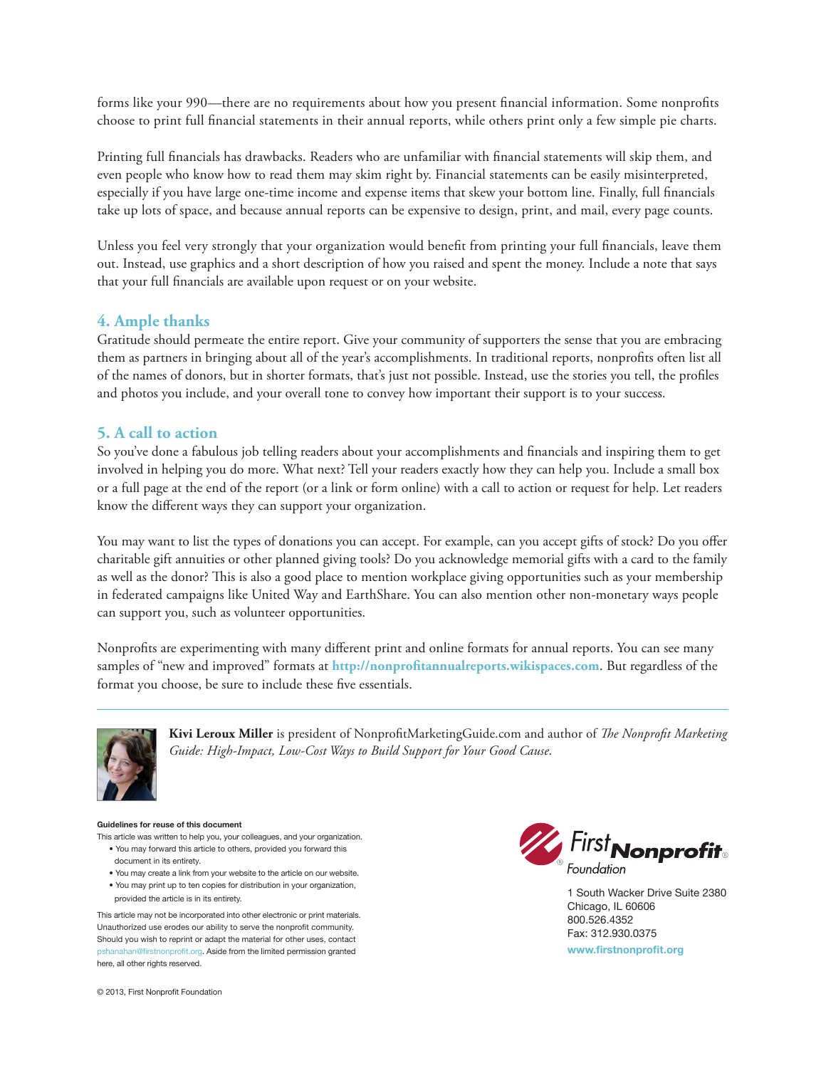forms like your 990—there are no requirements about how you present financial information. Some nonprofits choose to print full financial statements in their annual reports, while others print only a few simple pie charts.

Printing full financials has drawbacks. Readers who are unfamiliar with financial statements will skip them, and even people who know how to read them may skim right by. Financial statements can be easily misinterpreted, especially if you have large one-time income and expense items that skew your bottom line. Finally, full financials take up lots of space, and because annual reports can be expensive to design, print, and mail, every page counts.

Unless you feel very strongly that your organization would benefit from printing your full financials, leave them out. Instead, use graphics and a short description of how you raised and spent the money. Include a note that says that your full financials are available upon request or on your website.

## 4. Ample thanks

Gratitude should permeate the entire report. Give your community of supporters the sense that you are embracing them as partners in bringing about all of the year's accomplishments. In traditional reports, nonprofits often list all of the names of donors, but in shorter formats, that's just not possible. Instead, use the stories you tell, the profiles and photos you include, and your overall tone to convey how important their support is to your success.

## 5. A call to action

So you've done a fabulous job telling readers about your accomplishments and financials and inspiring them to get involved in helping you do more. What next? Tell your readers exactly how they can help you. Include a small box or a full page at the end of the report (or a link or form online) with a call to action or request for help. Let readers know the different ways they can support your organization.

You may want to list the types of donations you can accept. For example, can you accept gifts of stock? Do you offer charitable gift annuities or other planned giving tools? Do you acknowledge memorial gifts with a card to the family as well as the donor? This is also a good place to mention workplace giving opportunities such as your membership in federated campaigns like United Way and EarthShare. You can also mention other non-monetary ways people can support you, such as volunteer opportunities.

Nonprofits are experimenting with many different print and online formats for annual reports. You can see many samples of "new and improved" formats at **http://nonprofitannualreports.wikispaces.com**. But regardless of the format you choose, be sure to include these five essentials.

---

**Kivi Leroux Miller** is president of NonprofitMarketingGuide.com and author of *The Nonprofit Marketing Guide: High-Impact, Low-Cost Ways to Build Support for Your Good Cause.*

**Guidelines for reuse of this document**

This article was written to help you, your colleagues, and your organization.

- You may forward this article to others, provided you forward this document in its entirety.
- You may create a link from your website to the article on our website.
- You may print up to ten copies for distribution in your organization, provided the article is in its entirety.

This article may not be incorporated into other electronic or print materials. Unauthorized use erodes our ability to serve the nonprofit community. Should you wish to reprint or adapt the material for other uses, contact pshanahan@firstnonprofit.org. Aside from the limited permission granted here, all other rights reserved.

© 2013, First Nonprofit Foundation

First Nonprofit® Foundation

1 South Wacker Drive Suite 2380
Chicago, IL 60606
800.526.4352
Fax: 312.930.0375
**www.firstnonprofit.org**